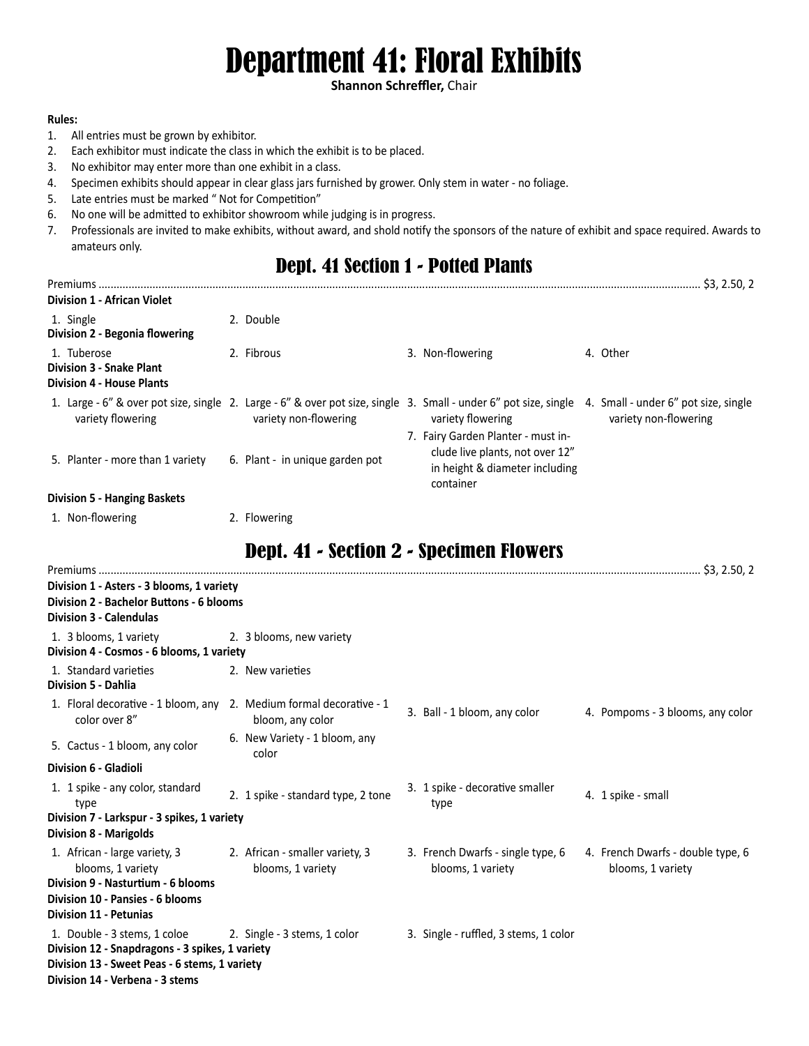# Department 41: Floral Exhibits

**Shannon Schreffler,** Chair

**Rules:**

1. All entries must be grown by exhibitor.
2. Each exhibitor must indicate the class in which the exhibit is to be placed.
3. No exhibitor may enter more than one exhibit in a class.
4. Specimen exhibits should appear in clear glass jars furnished by grower. Only stem in water - no foliage.
5. Late entries must be marked " Not for Competition"
6. No one will be admitted to exhibitor showroom while judging is in progress.
7. Professionals are invited to make exhibits, without award, and shold notify the sponsors of the nature of exhibit and space required. Awards to amateurs only.

## Dept. 41 Section 1 - Potted Plants

Premiums ........................................................................................................ $3, 2.50, 2

**Division 1 - African Violet**

1. Single
2. Double

**Division 2 - Begonia flowering**

1. Tuberose
2. Fibrous
3. Non-flowering
4. Other

**Division 3 - Snake Plant**

**Division 4 - House Plants**

1. Large - 6" & over pot size, single variety flowering
2. Large - 6" & over pot size, single variety non-flowering
3. Small - under 6" pot size, single variety flowering
4. Small - under 6" pot size, single variety non-flowering
5. Planter - more than 1 variety
6. Plant - in unique garden pot
7. Fairy Garden Planter - must include live plants, not over 12" in height & diameter including container

**Division 5 - Hanging Baskets**

1. Non-flowering
2. Flowering

## Dept. 41 - Section 2 - Specimen Flowers

Premiums ........................................................................................................ $3, 2.50, 2

**Division 1 - Asters - 3 blooms, 1 variety**

**Division 2 - Bachelor Buttons - 6 blooms**

**Division 3 - Calendulas**

1. 3 blooms, 1 variety
2. 3 blooms, new variety

**Division 4 - Cosmos - 6 blooms, 1 variety**

1. Standard varieties
2. New varieties

**Division 5 - Dahlia**

1. Floral decorative - 1 bloom, any color over 8"
2. Medium formal decorative - 1 bloom, any color
3. Ball - 1 bloom, any color
4. Pompoms - 3 blooms, any color
5. Cactus - 1 bloom, any color
6. New Variety - 1 bloom, any color

**Division 6 - Gladioli**

1. 1 spike - any color, standard type
2. 1 spike - standard type, 2 tone
3. 1 spike - decorative smaller type
4. 1 spike - small

**Division 7 - Larkspur - 3 spikes, 1 variety**

**Division 8 - Marigolds**

1. African - large variety, 3 blooms, 1 variety
2. African - smaller variety, 3 blooms, 1 variety
3. French Dwarfs - single type, 6 blooms, 1 variety
4. French Dwarfs - double type, 6 blooms, 1 variety

**Division 9 - Nasturtium - 6 blooms**

**Division 10 - Pansies - 6 blooms**

**Division 11 - Petunias**

1. Double - 3 stems, 1 coloe
2. Single - 3 stems, 1 color
3. Single - ruffled, 3 stems, 1 color

**Division 12 - Snapdragons - 3 spikes, 1 variety**

**Division 13 - Sweet Peas - 6 stems, 1 variety**

**Division 14 - Verbena - 3 stems**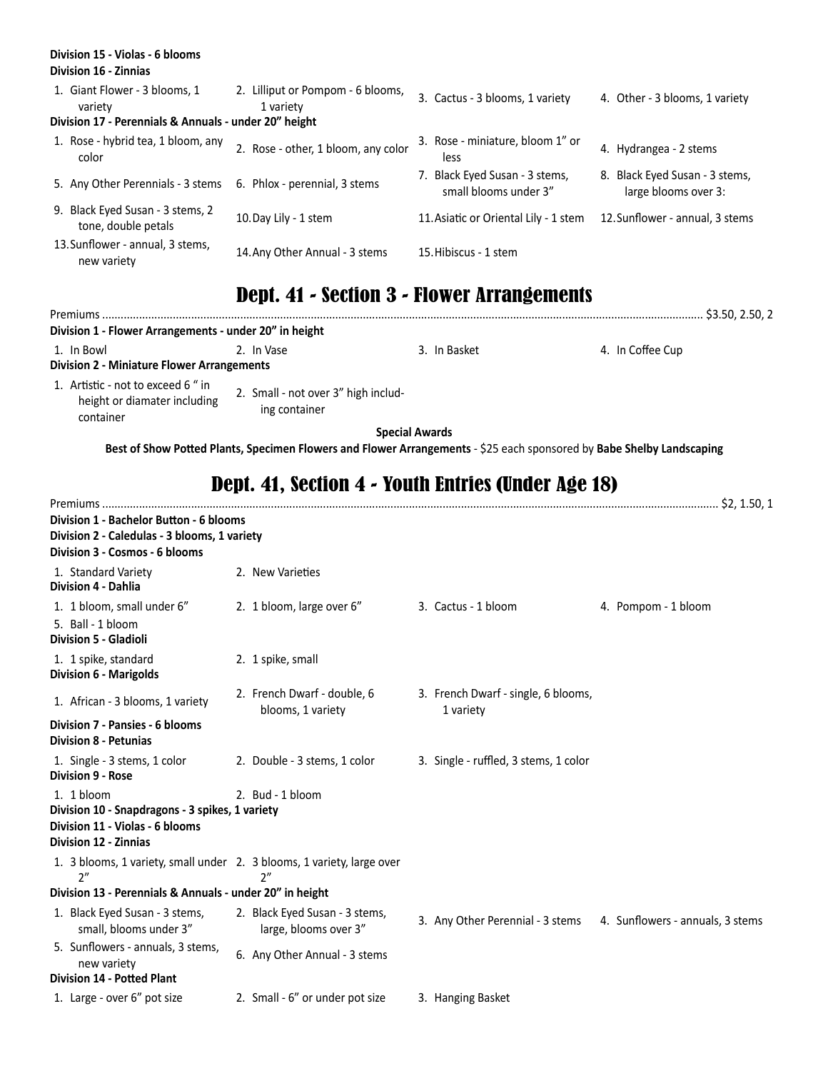**Division 15 - Violas - 6 blooms**

**Division 16 - Zinnias**

1. Giant Flower - 3 blooms, 1 variety
2. Lilliput or Pompom - 6 blooms, 1 variety
3. Cactus - 3 blooms, 1 variety
4. Other - 3 blooms, 1 variety

**Division 17 - Perennials & Annuals - under 20" height**

1. Rose - hybrid tea, 1 bloom, any color
2. Rose - other, 1 bloom, any color
3. Rose - miniature, bloom 1" or less
4. Hydrangea - 2 stems
5. Any Other Perennials - 3 stems
6. Phlox - perennial, 3 stems
7. Black Eyed Susan - 3 stems, small blooms under 3"
8. Black Eyed Susan - 3 stems, large blooms over 3:
9. Black Eyed Susan - 3 stems, 2 tone, double petals
10. Day Lily - 1 stem
11. Asiatic or Oriental Lily - 1 stem
12. Sunflower - annual, 3 stems
13. Sunflower - annual, 3 stems, new variety
14. Any Other Annual - 3 stems
15. Hibiscus - 1 stem

# Dept. 41 - Section 3 - Flower Arrangements

Premiums ........................................................................................ $3.50, 2.50, 2

**Division 1 - Flower Arrangements - under 20" in height**

1. In Bowl
2. In Vase
3. In Basket
4. In Coffee Cup

**Division 2 - Miniature Flower Arrangements**

1. Artistic - not to exceed 6 " in height or diamater including container
2. Small - not over 3" high including container

**Special Awards**

**Best of Show Potted Plants, Specimen Flowers and Flower Arrangements** - $25 each sponsored by **Babe Shelby Landscaping**

# Dept. 41, Section 4 - Youth Entries (Under Age 18)

Premiums ........................................................................................ $2, 1.50, 1

**Division 1 - Bachelor Button - 6 blooms**

**Division 2 - Caledulas - 3 blooms, 1 variety**

**Division 3 - Cosmos - 6 blooms**

1. Standard Variety
2. New Varieties

**Division 4 - Dahlia**

1. 1 bloom, small under 6"
2. 1 bloom, large over 6"
3. Cactus - 1 bloom
4. Pompom - 1 bloom
5. Ball - 1 bloom

**Division 5 - Gladioli**

1. 1 spike, standard
2. 1 spike, small

**Division 6 - Marigolds**

1. African - 3 blooms, 1 variety
2. French Dwarf - double, 6 blooms, 1 variety
3. French Dwarf - single, 6 blooms, 1 variety

**Division 7 - Pansies - 6 blooms**

**Division 8 - Petunias**

1. Single - 3 stems, 1 color
2. Double - 3 stems, 1 color
3. Single - ruffled, 3 stems, 1 color

**Division 9 - Rose**

1. 1 bloom
2. Bud - 1 bloom

**Division 10 - Snapdragons - 3 spikes, 1 variety**

**Division 11 - Violas - 6 blooms**

**Division 12 - Zinnias**

1. 3 blooms, 1 variety, small under 2"
2. 3 blooms, 1 variety, large over 2"

**Division 13 - Perennials & Annuals - under 20" in height**

1. Black Eyed Susan - 3 stems, small, blooms under 3"
2. Black Eyed Susan - 3 stems, large, blooms over 3"
3. Any Other Perennial - 3 stems
4. Sunflowers - annuals, 3 stems
5. Sunflowers - annuals, 3 stems, new variety
6. Any Other Annual - 3 stems

**Division 14 - Potted Plant**

1. Large - over 6" pot size
2. Small - 6" or under pot size
3. Hanging Basket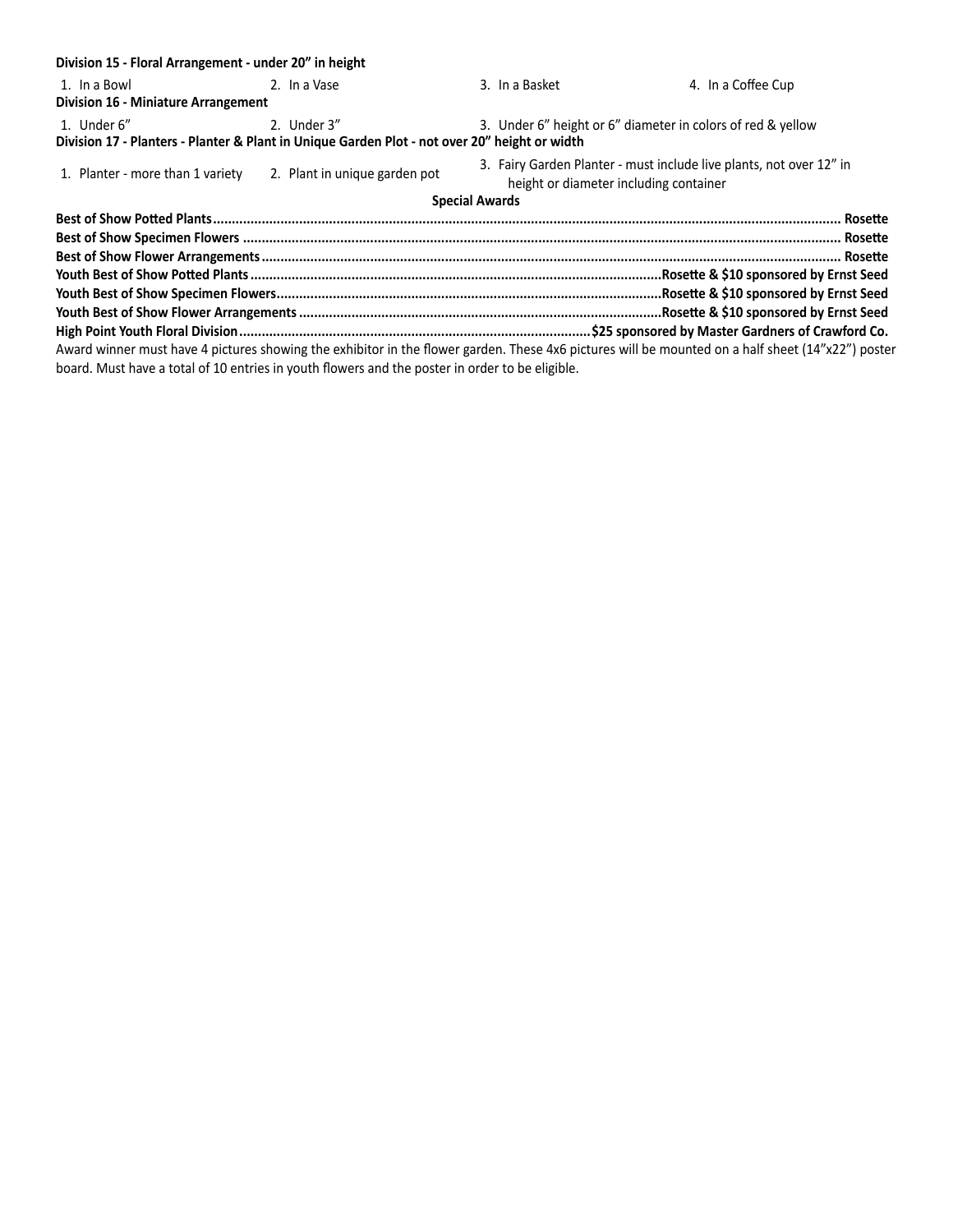**Division 15 - Floral Arrangement - under 20" in height**

1. In a Bowl
2. In a Vase
3. In a Basket
4. In a Coffee Cup

**Division 16 - Miniature Arrangement**

1. Under 6"
2. Under 3"
3. Under 6" height or 6" diameter in colors of red & yellow

**Division 17 - Planters - Planter & Plant in Unique Garden Plot - not over 20" height or width**

1. Planter - more than 1 variety
2. Plant in unique garden pot
3. Fairy Garden Planter - must include live plants, not over 12" in height or diameter including container

**Special Awards**

**Best of Show Potted Plants ........ Rosette**

**Best of Show Specimen Flowers ........ Rosette**

**Best of Show Flower Arrangements ........ Rosette**

**Youth Best of Show Potted Plants ........ Rosette & $10 sponsored by Ernst Seed**

**Youth Best of Show Specimen Flowers ........ Rosette & $10 sponsored by Ernst Seed**

**Youth Best of Show Flower Arrangements ........ Rosette & $10 sponsored by Ernst Seed**

**High Point Youth Floral Division ........ $25 sponsored by Master Gardners of Crawford Co.**

Award winner must have 4 pictures showing the exhibitor in the flower garden. These 4x6 pictures will be mounted on a half sheet (14"x22") poster board. Must have a total of 10 entries in youth flowers and the poster in order to be eligible.